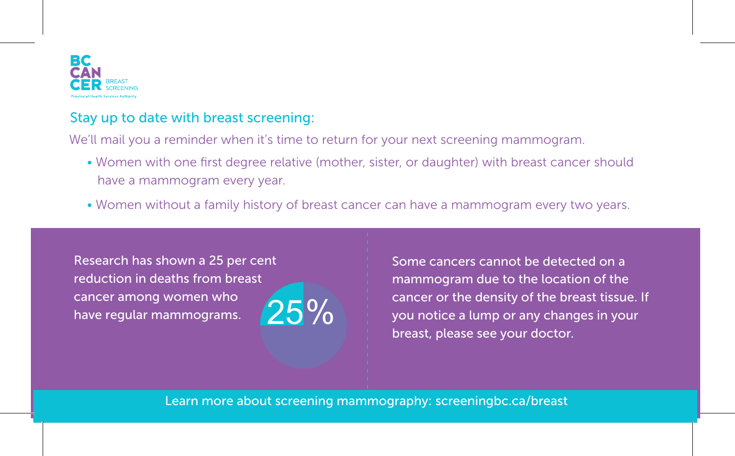BC CANCER BREAST SCREENING

Provincial Health Services Authority

## Stay up to date with breast screening:

We'll mail you a reminder when it's time to return for your next screening mammogram.

- Women with one first degree relative (mother, sister, or daughter) with breast cancer should have a mammogram every year.
- Women without a family history of breast cancer can have a mammogram every two years.

Research has shown a 25 per cent reduction in deaths from breast cancer among women who have regular mammograms.

25%

Some cancers cannot be detected on a mammogram due to the location of the cancer or the density of the breast tissue. If you notice a lump or any changes in your breast, please see your doctor.

Learn more about screening mammography: screeningbc.ca/breast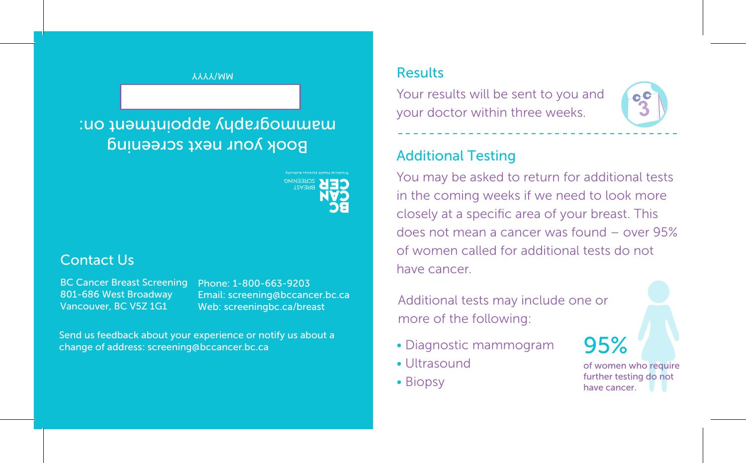Book your next screening mammography appointment on:

MM/YYYY

BC CANCER BREAST SCREENING

Provincial Health Services Authority

## Contact Us

BC Cancer Breast Screening
801-686 West Broadway
Vancouver, BC V5Z 1G1

Phone: 1-800-663-9203
Email: screening@bccancer.bc.ca
Web: screeningbc.ca/breast

Send us feedback about your experience or notify us about a change of address: screening@bccancer.bc.ca

## Results

Your results will be sent to you and your doctor within three weeks.

## Additional Testing

You may be asked to return for additional tests in the coming weeks if we need to look more closely at a specific area of your breast. This does not mean a cancer was found – over 95% of women called for additional tests do not have cancer.

Additional tests may include one or more of the following:

- Diagnostic mammogram
- Ultrasound
- Biopsy

95%

of women who require further testing do not have cancer.